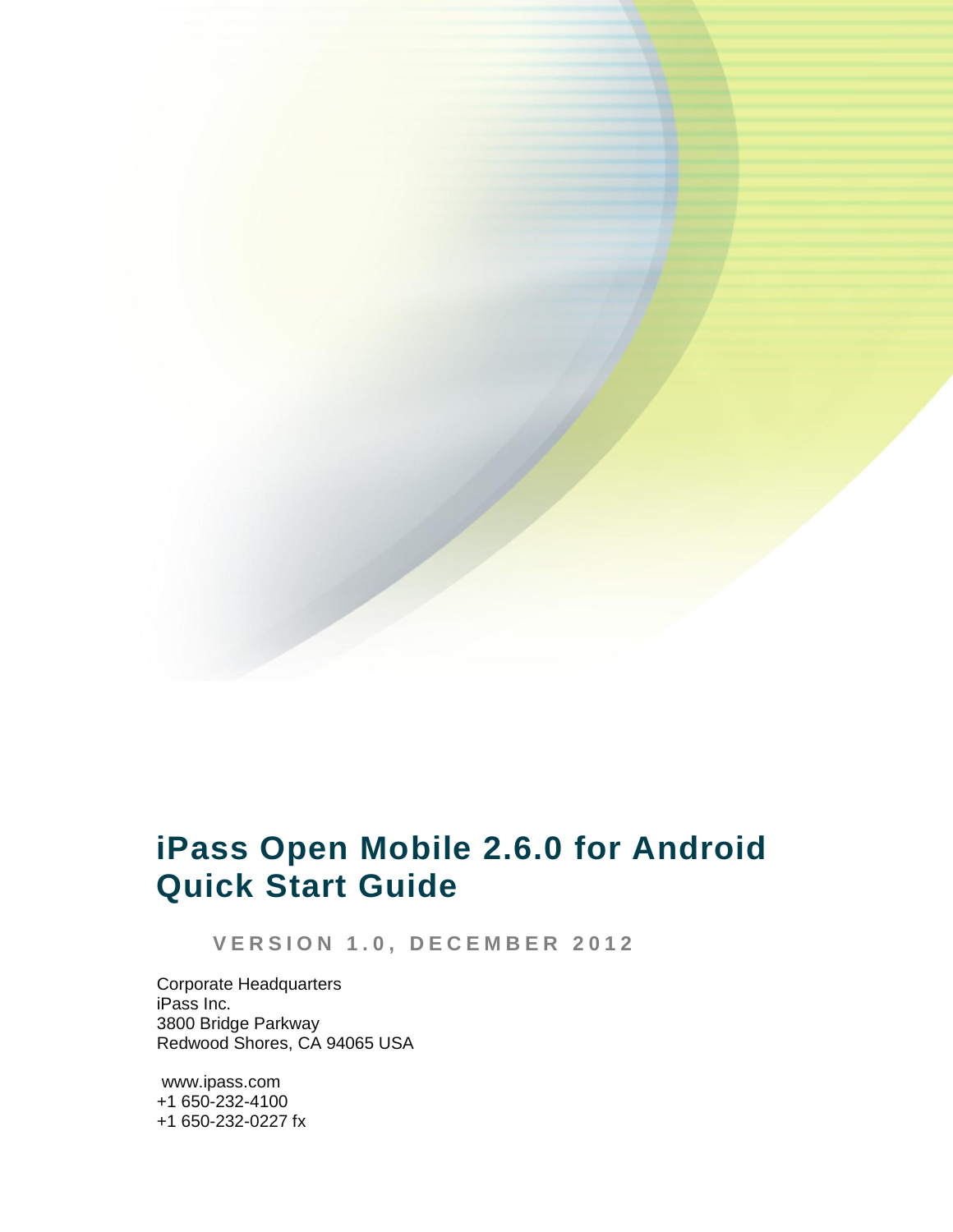# iPass Open Mobile 2.6.0 for Android Quick Start Guide

**VERSION 1.0, DECEMBER 2012**

Corporate Headquarters
iPass Inc.
3800 Bridge Parkway
Redwood Shores, CA 94065 USA

www.ipass.com
+1 650-232-4100
+1 650-232-0227 fx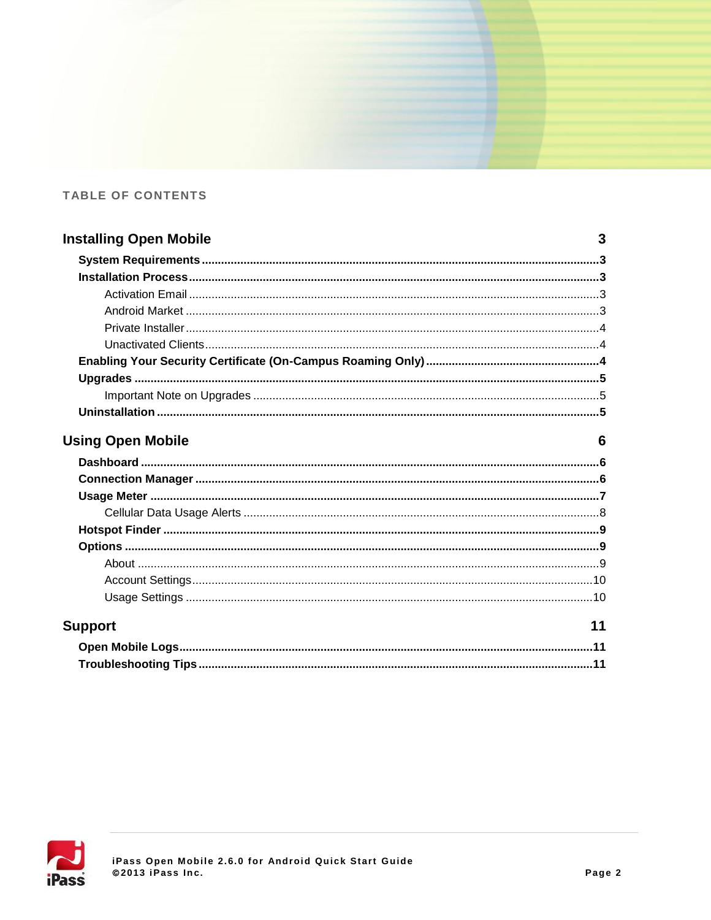## TABLE OF CONTENTS

**Installing Open Mobile** 3

- **System Requirements** 3
- **Installation Process** 3
  - Activation Email 3
  - Android Market 3
  - Private Installer 4
  - Unactivated Clients 4
- **Enabling Your Security Certificate (On-Campus Roaming Only)** 4
- **Upgrades** 5
  - Important Note on Upgrades 5
- **Uninstallation** 5

**Using Open Mobile** 6

- **Dashboard** 6
- **Connection Manager** 6
- **Usage Meter** 7
  - Cellular Data Usage Alerts 8
- **Hotspot Finder** 9
- **Options** 9
  - About 9
  - Account Settings 10
  - Usage Settings 10

**Support** 11

- **Open Mobile Logs** 11
- **Troubleshooting Tips** 11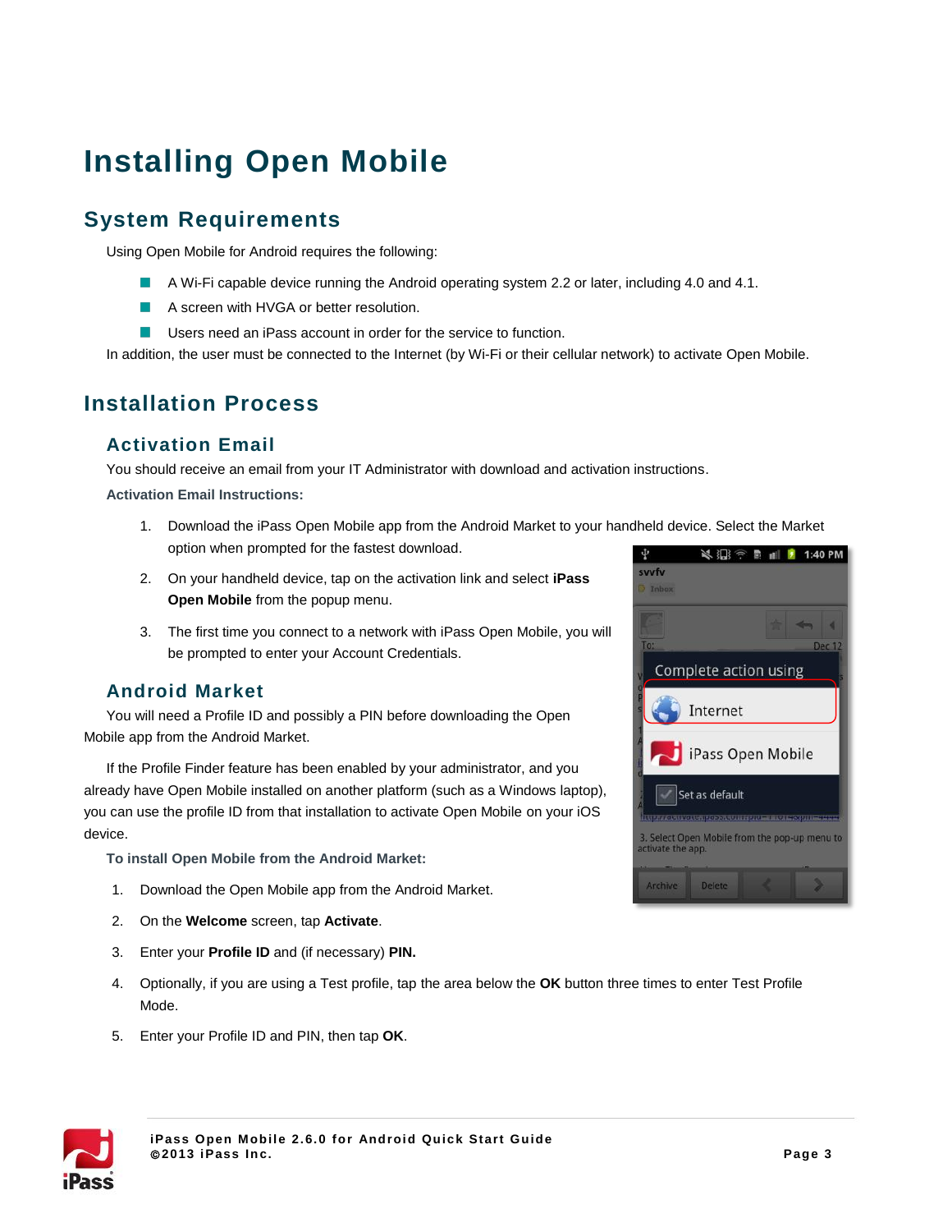# Installing Open Mobile

## System Requirements

Using Open Mobile for Android requires the following:

- A Wi-Fi capable device running the Android operating system 2.2 or later, including 4.0 and 4.1.
- A screen with HVGA or better resolution.
- Users need an iPass account in order for the service to function.

In addition, the user must be connected to the Internet (by Wi-Fi or their cellular network) to activate Open Mobile.

## Installation Process

### Activation Email

You should receive an email from your IT Administrator with download and activation instructions.

**Activation Email Instructions:**

1. Download the iPass Open Mobile app from the Android Market to your handheld device. Select the Market option when prompted for the fastest download.
2. On your handheld device, tap on the activation link and select **iPass Open Mobile** from the popup menu.
3. The first time you connect to a network with iPass Open Mobile, you will be prompted to enter your Account Credentials.

### Android Market

You will need a Profile ID and possibly a PIN before downloading the Open Mobile app from the Android Market.

If the Profile Finder feature has been enabled by your administrator, and you already have Open Mobile installed on another platform (such as a Windows laptop), you can use the profile ID from that installation to activate Open Mobile on your iOS device.

**To install Open Mobile from the Android Market:**

1. Download the Open Mobile app from the Android Market.
2. On the **Welcome** screen, tap **Activate**.
3. Enter your **Profile ID** and (if necessary) **PIN.**
4. Optionally, if you are using a Test profile, tap the area below the **OK** button three times to enter Test Profile Mode.
5. Enter your Profile ID and PIN, then tap **OK**.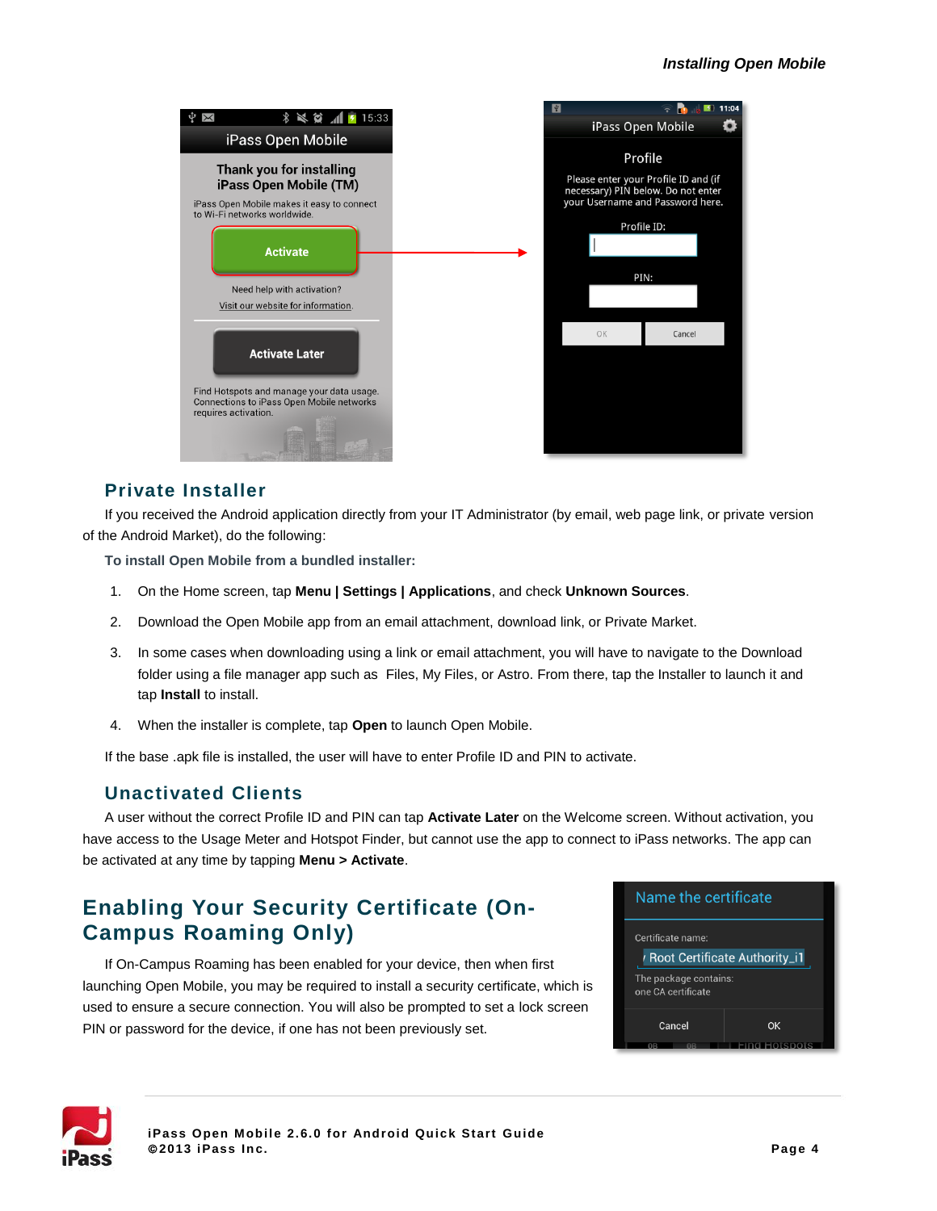## Private Installer

If you received the Android application directly from your IT Administrator (by email, web page link, or private version of the Android Market), do the following:

**To install Open Mobile from a bundled installer:**

1. On the Home screen, tap **Menu | Settings | Applications**, and check **Unknown Sources**.
2. Download the Open Mobile app from an email attachment, download link, or Private Market.
3. In some cases when downloading using a link or email attachment, you will have to navigate to the Download folder using a file manager app such as Files, My Files, or Astro. From there, tap the Installer to launch it and tap **Install** to install.
4. When the installer is complete, tap **Open** to launch Open Mobile.

If the base .apk file is installed, the user will have to enter Profile ID and PIN to activate.

## Unactivated Clients

A user without the correct Profile ID and PIN can tap **Activate Later** on the Welcome screen. Without activation, you have access to the Usage Meter and Hotspot Finder, but cannot use the app to connect to iPass networks. The app can be activated at any time by tapping **Menu > Activate**.

# Enabling Your Security Certificate (On-Campus Roaming Only)

If On-Campus Roaming has been enabled for your device, then when first launching Open Mobile, you may be required to install a security certificate, which is used to ensure a secure connection. You will also be prompted to set a lock screen PIN or password for the device, if one has not been previously set.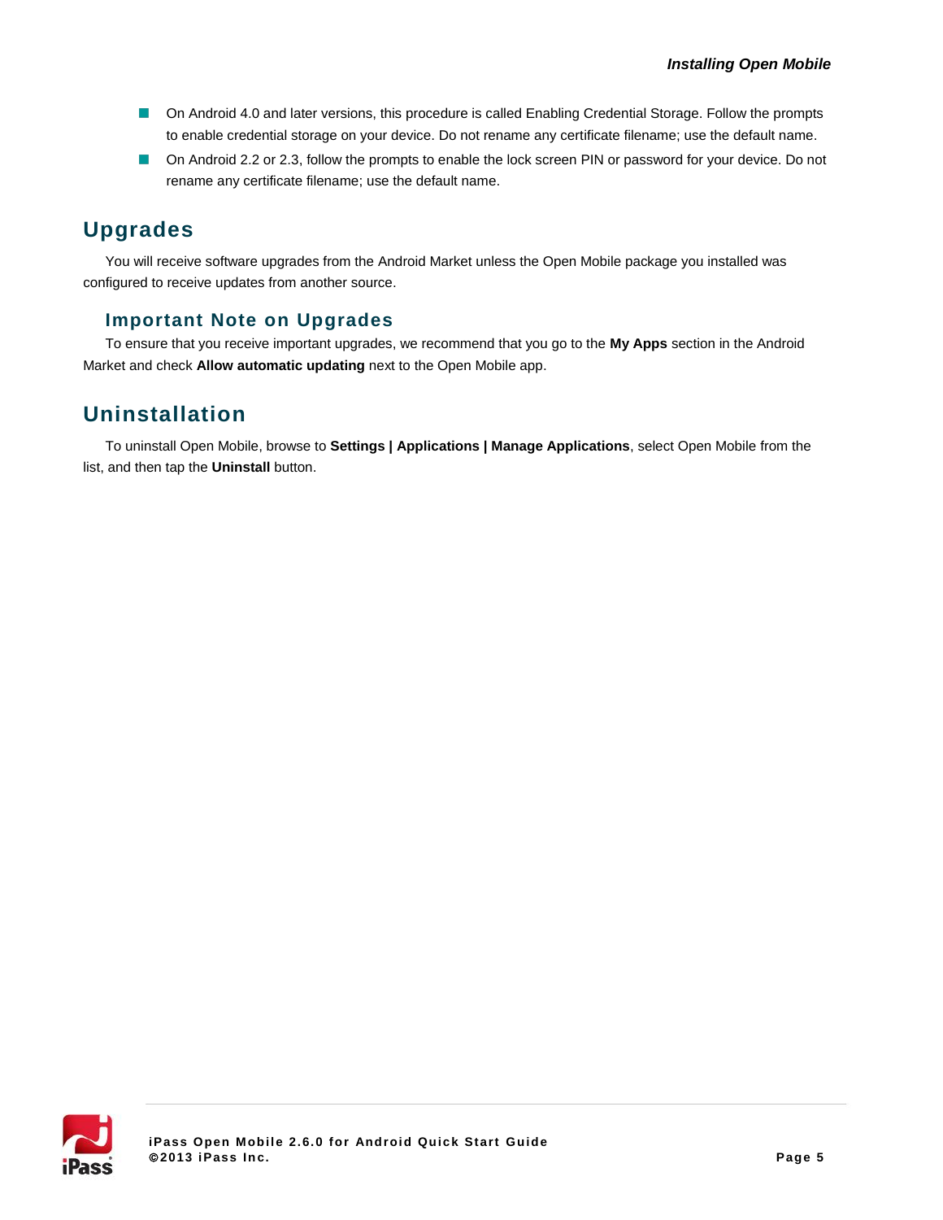- On Android 4.0 and later versions, this procedure is called Enabling Credential Storage. Follow the prompts to enable credential storage on your device. Do not rename any certificate filename; use the default name.
- On Android 2.2 or 2.3, follow the prompts to enable the lock screen PIN or password for your device. Do not rename any certificate filename; use the default name.

## Upgrades

You will receive software upgrades from the Android Market unless the Open Mobile package you installed was configured to receive updates from another source.

### Important Note on Upgrades

To ensure that you receive important upgrades, we recommend that you go to the **My Apps** section in the Android Market and check **Allow automatic updating** next to the Open Mobile app.

## Uninstallation

To uninstall Open Mobile, browse to **Settings | Applications | Manage Applications**, select Open Mobile from the list, and then tap the **Uninstall** button.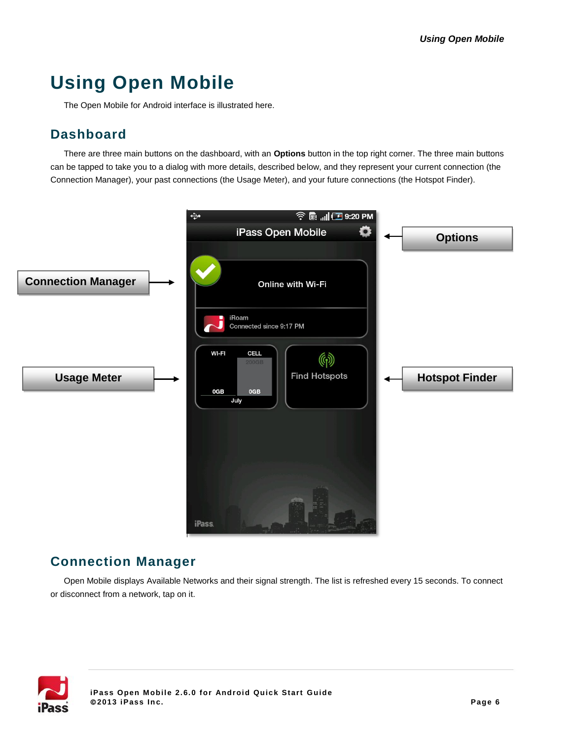# Using Open Mobile

The Open Mobile for Android interface is illustrated here.

## Dashboard

There are three main buttons on the dashboard, with an **Options** button in the top right corner. The three main buttons can be tapped to take you to a dialog with more details, described below, and they represent your current connection (the Connection Manager), your past connections (the Usage Meter), and your future connections (the Hotspot Finder).

## Connection Manager

Open Mobile displays Available Networks and their signal strength. The list is refreshed every 15 seconds. To connect or disconnect from a network, tap on it.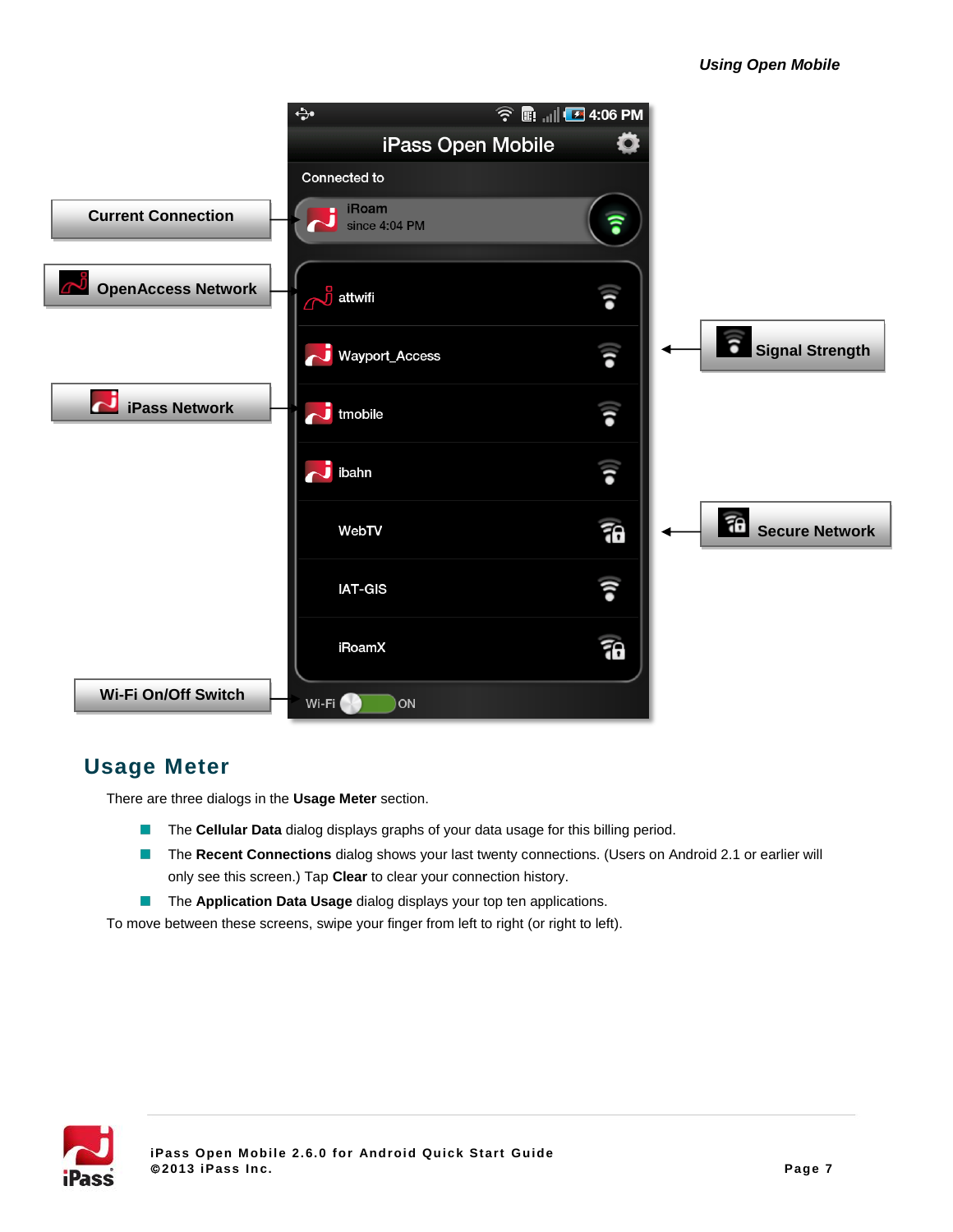## Usage Meter

There are three dialogs in the **Usage Meter** section.

- The **Cellular Data** dialog displays graphs of your data usage for this billing period.
- The **Recent Connections** dialog shows your last twenty connections. (Users on Android 2.1 or earlier will only see this screen.) Tap **Clear** to clear your connection history.
- The **Application Data Usage** dialog displays your top ten applications.

To move between these screens, swipe your finger from left to right (or right to left).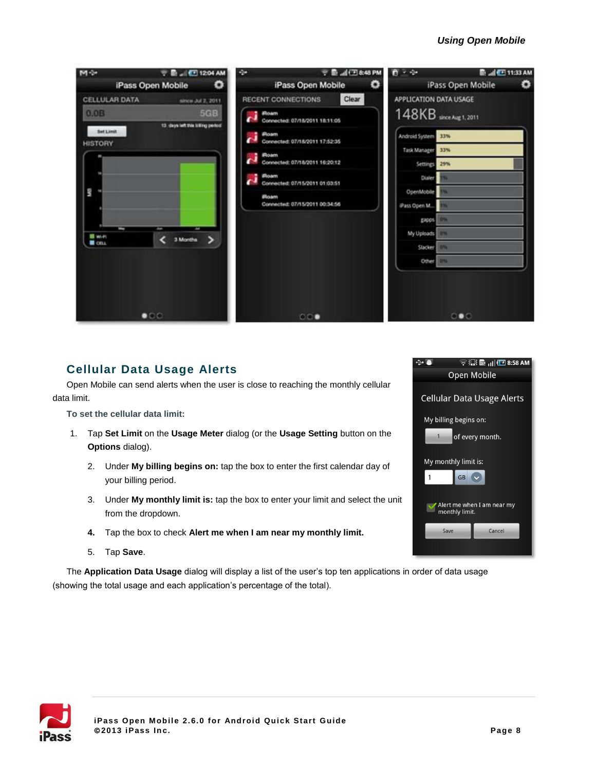## Cellular Data Usage Alerts

Open Mobile can send alerts when the user is close to reaching the monthly cellular data limit.

**To set the cellular data limit:**

1. Tap **Set Limit** on the **Usage Meter** dialog (or the **Usage Setting** button on the **Options** dialog).
2. Under **My billing begins on:** tap the box to enter the first calendar day of your billing period.
3. Under **My monthly limit is:** tap the box to enter your limit and select the unit from the dropdown.
4. Tap the box to check **Alert me when I am near my monthly limit.**
5. Tap **Save**.

The **Application Data Usage** dialog will display a list of the user's top ten applications in order of data usage (showing the total usage and each application's percentage of the total).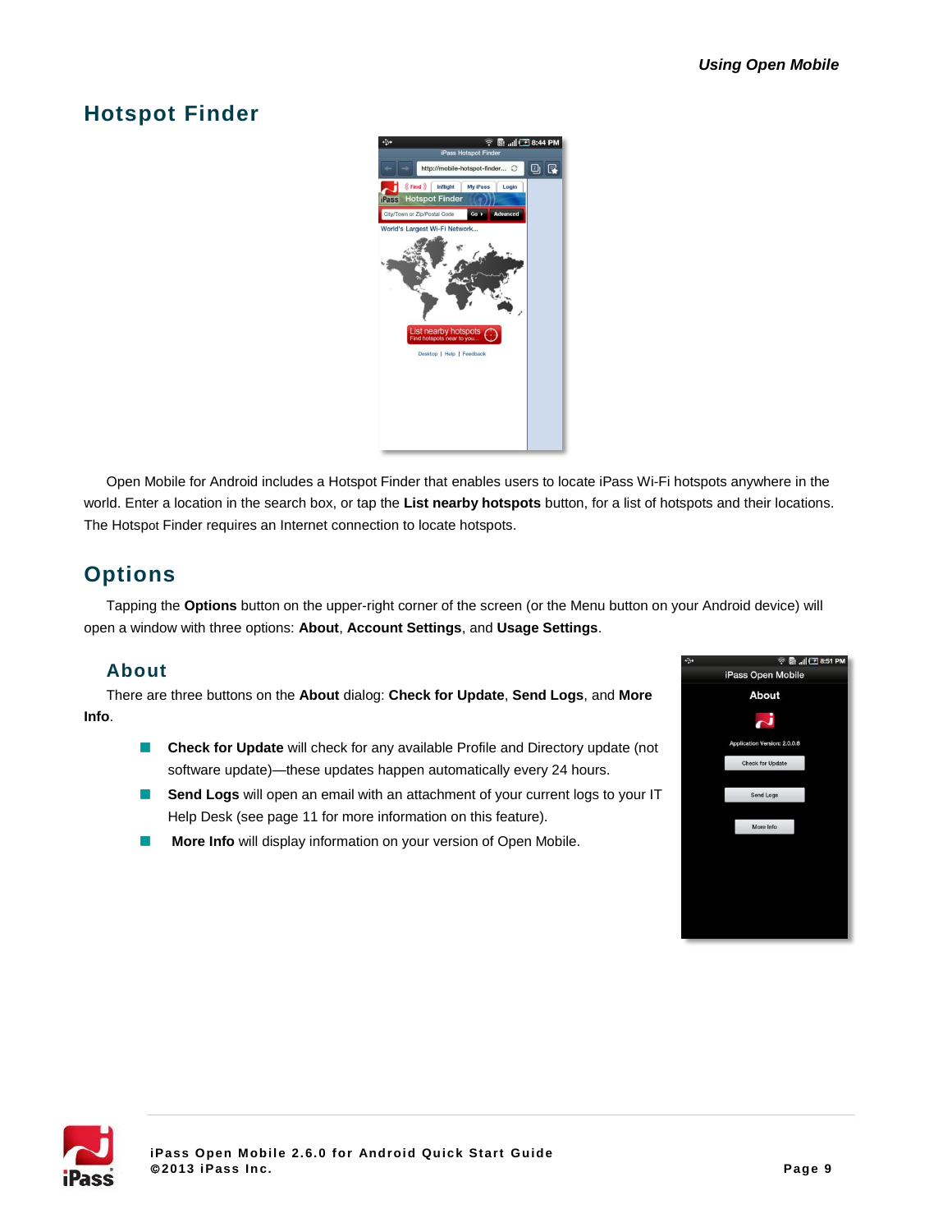## Hotspot Finder

Open Mobile for Android includes a Hotspot Finder that enables users to locate iPass Wi-Fi hotspots anywhere in the world. Enter a location in the search box, or tap the **List nearby hotspots** button, for a list of hotspots and their locations. The Hotspot Finder requires an Internet connection to locate hotspots.

## Options

Tapping the **Options** button on the upper-right corner of the screen (or the Menu button on your Android device) will open a window with three options: **About**, **Account Settings**, and **Usage Settings**.

### About

There are three buttons on the **About** dialog: **Check for Update**, **Send Logs**, and **More Info**.

- **Check for Update** will check for any available Profile and Directory update (not software update)—these updates happen automatically every 24 hours.
- **Send Logs** will open an email with an attachment of your current logs to your IT Help Desk (see page 11 for more information on this feature).
- **More Info** will display information on your version of Open Mobile.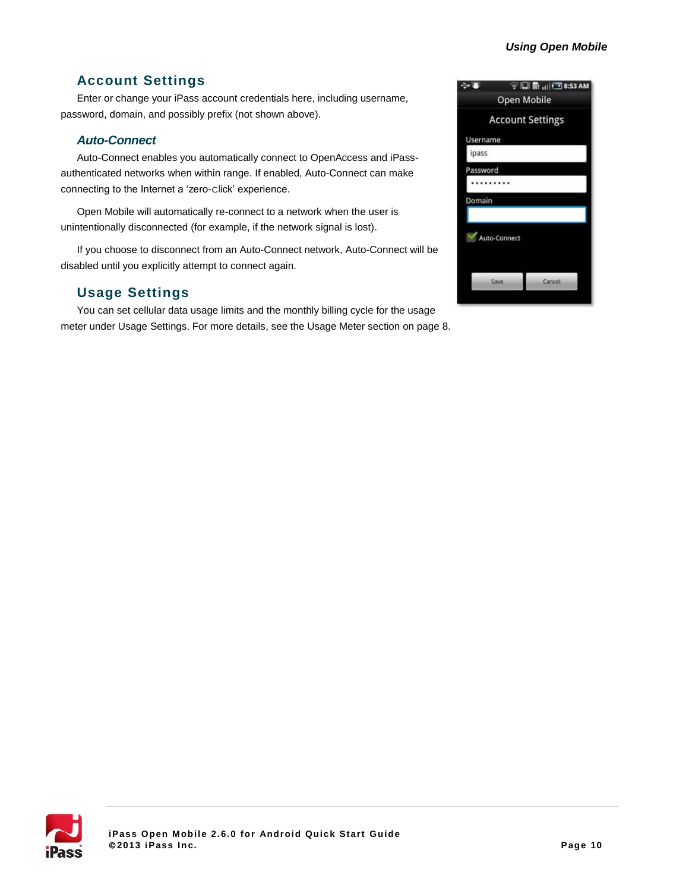## Account Settings

Enter or change your iPass account credentials here, including username, password, domain, and possibly prefix (not shown above).

### Auto-Connect

Auto-Connect enables you automatically connect to OpenAccess and iPass-authenticated networks when within range. If enabled, Auto-Connect can make connecting to the Internet a 'zero-click' experience.

Open Mobile will automatically re-connect to a network when the user is unintentionally disconnected (for example, if the network signal is lost).

If you choose to disconnect from an Auto-Connect network, Auto-Connect will be disabled until you explicitly attempt to connect again.

## Usage Settings

You can set cellular data usage limits and the monthly billing cycle for the usage meter under Usage Settings. For more details, see the Usage Meter section on page 8.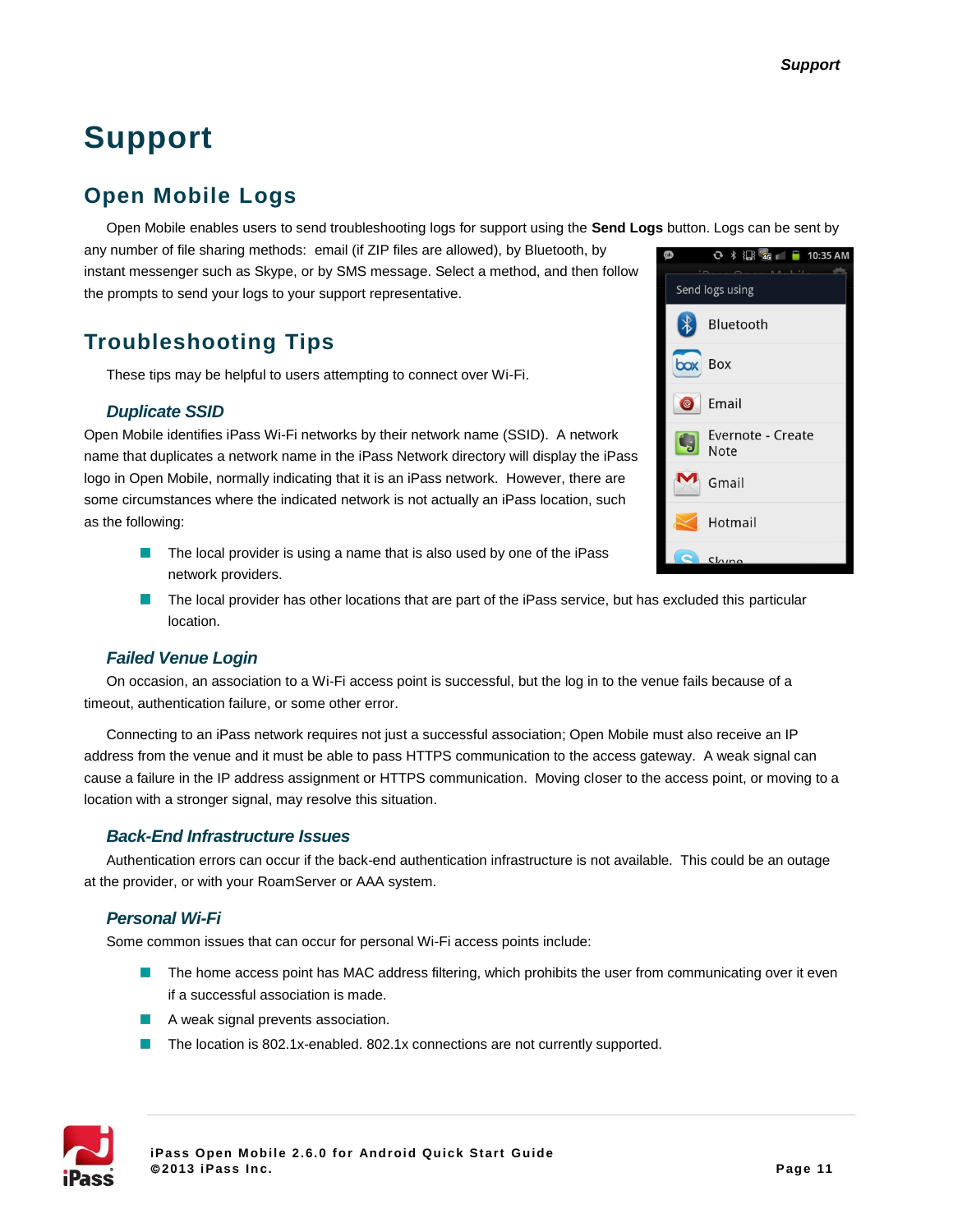# Support

## Open Mobile Logs

Open Mobile enables users to send troubleshooting logs for support using the **Send Logs** button. Logs can be sent by any number of file sharing methods: email (if ZIP files are allowed), by Bluetooth, by instant messenger such as Skype, or by SMS message. Select a method, and then follow the prompts to send your logs to your support representative.

## Troubleshooting Tips

These tips may be helpful to users attempting to connect over Wi-Fi.

### *Duplicate SSID*

Open Mobile identifies iPass Wi-Fi networks by their network name (SSID). A network name that duplicates a network name in the iPass Network directory will display the iPass logo in Open Mobile, normally indicating that it is an iPass network. However, there are some circumstances where the indicated network is not actually an iPass location, such as the following:

- The local provider is using a name that is also used by one of the iPass network providers.
- The local provider has other locations that are part of the iPass service, but has excluded this particular location.

### *Failed Venue Login*

On occasion, an association to a Wi-Fi access point is successful, but the log in to the venue fails because of a timeout, authentication failure, or some other error.

Connecting to an iPass network requires not just a successful association; Open Mobile must also receive an IP address from the venue and it must be able to pass HTTPS communication to the access gateway. A weak signal can cause a failure in the IP address assignment or HTTPS communication. Moving closer to the access point, or moving to a location with a stronger signal, may resolve this situation.

### *Back-End Infrastructure Issues*

Authentication errors can occur if the back-end authentication infrastructure is not available. This could be an outage at the provider, or with your RoamServer or AAA system.

### *Personal Wi-Fi*

Some common issues that can occur for personal Wi-Fi access points include:

- The home access point has MAC address filtering, which prohibits the user from communicating over it even if a successful association is made.
- A weak signal prevents association.
- The location is 802.1x-enabled. 802.1x connections are not currently supported.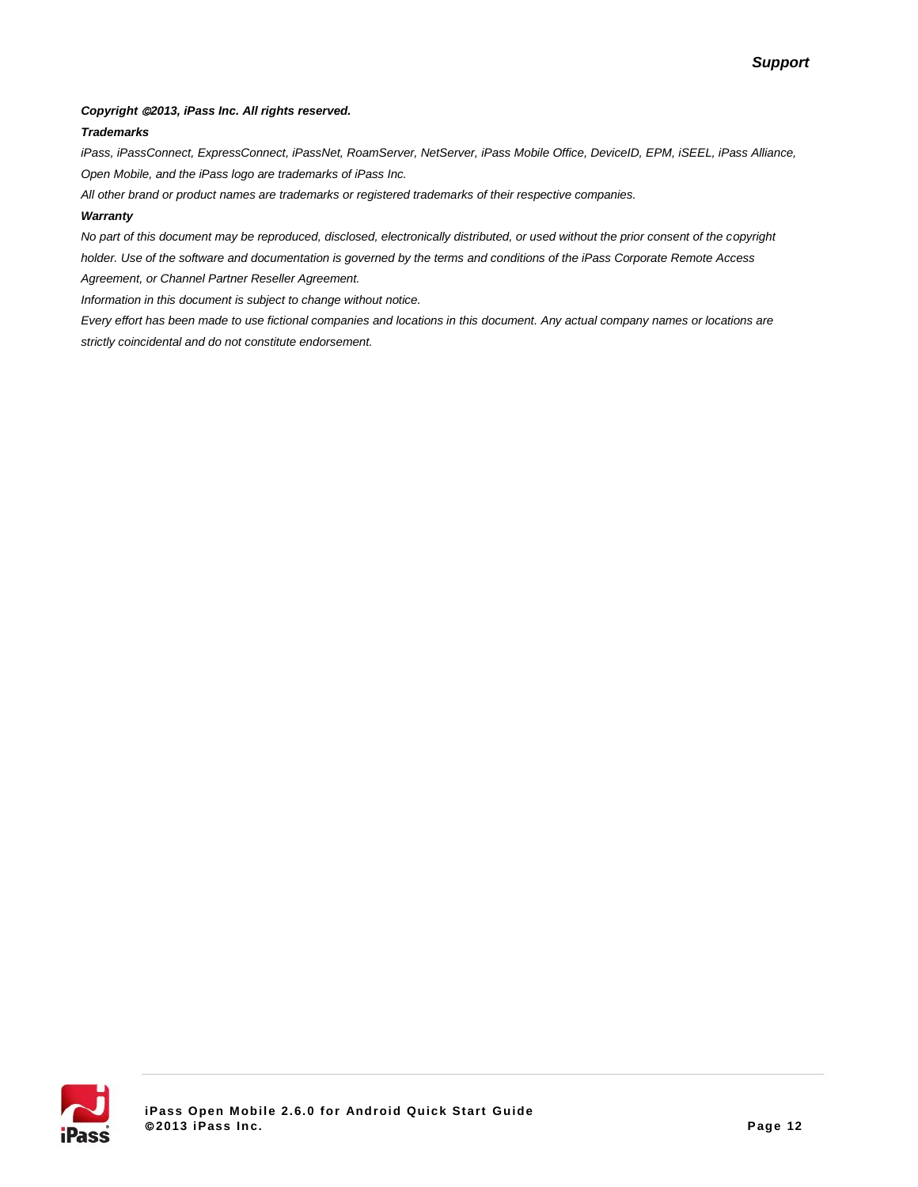***Copyright ©2013, iPass Inc. All rights reserved.***

***Trademarks***

*iPass, iPassConnect, ExpressConnect, iPassNet, RoamServer, NetServer, iPass Mobile Office, DeviceID, EPM, iSEEL, iPass Alliance, Open Mobile, and the iPass logo are trademarks of iPass Inc.*

*All other brand or product names are trademarks or registered trademarks of their respective companies.*

***Warranty***

*No part of this document may be reproduced, disclosed, electronically distributed, or used without the prior consent of the copyright holder. Use of the software and documentation is governed by the terms and conditions of the iPass Corporate Remote Access Agreement, or Channel Partner Reseller Agreement.*

*Information in this document is subject to change without notice.*

*Every effort has been made to use fictional companies and locations in this document. Any actual company names or locations are strictly coincidental and do not constitute endorsement.*